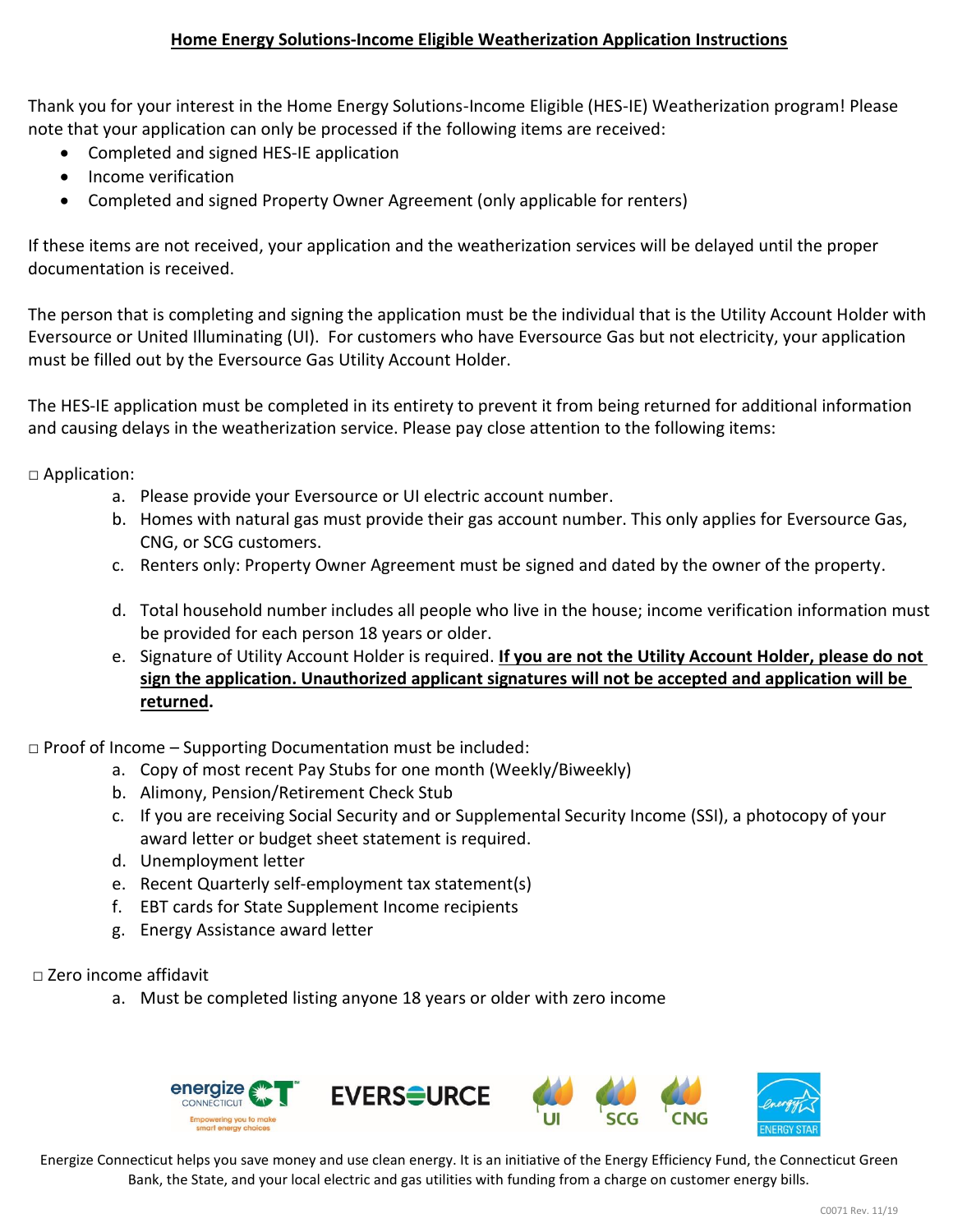# Home Energy Solutions-Income Eligible Weatherization Application Instructions

Thank you for your interest in the Home Energy Solutions-Income Eligible (HES-IE) Weatherization program! Please note that your application can only be processed if the following items are received:

- Completed and signed HES-IE application
- Income verification
- Completed and signed Property Owner Agreement (only applicable for renters)

If these items are not received, your application and the weatherization services will be delayed until the proper documentation is received.

The person that is completing and signing the application must be the individual that is the Utility Account Holder with Eversource or United Illuminating (UI). For customers who have Eversource Gas but not electricity, your application must be filled out by the Eversource Gas Utility Account Holder.

The HES-IE application must be completed in its entirety to prevent it from being returned for additional information and causing delays in the weatherization service. Please pay close attention to the following items:

□ Application:

a. Please provide your Eversource or UI electric account number.
b. Homes with natural gas must provide their gas account number. This only applies for Eversource Gas, CNG, or SCG customers.
c. Renters only: Property Owner Agreement must be signed and dated by the owner of the property.
d. Total household number includes all people who live in the house; income verification information must be provided for each person 18 years or older.
e. Signature of Utility Account Holder is required. **If you are not the Utility Account Holder, please do not sign the application. Unauthorized applicant signatures will not be accepted and application will be returned.**

□ Proof of Income – Supporting Documentation must be included:

a. Copy of most recent Pay Stubs for one month (Weekly/Biweekly)
b. Alimony, Pension/Retirement Check Stub
c. If you are receiving Social Security and or Supplemental Security Income (SSI), a photocopy of your award letter or budget sheet statement is required.
d. Unemployment letter
e. Recent Quarterly self-employment tax statement(s)
f. EBT cards for State Supplement Income recipients
g. Energy Assistance award letter

□ Zero income affidavit

a. Must be completed listing anyone 18 years or older with zero income

Energize Connecticut helps you save money and use clean energy. It is an initiative of the Energy Efficiency Fund, the Connecticut Green Bank, the State, and your local electric and gas utilities with funding from a charge on customer energy bills.

C0071 Rev. 11/19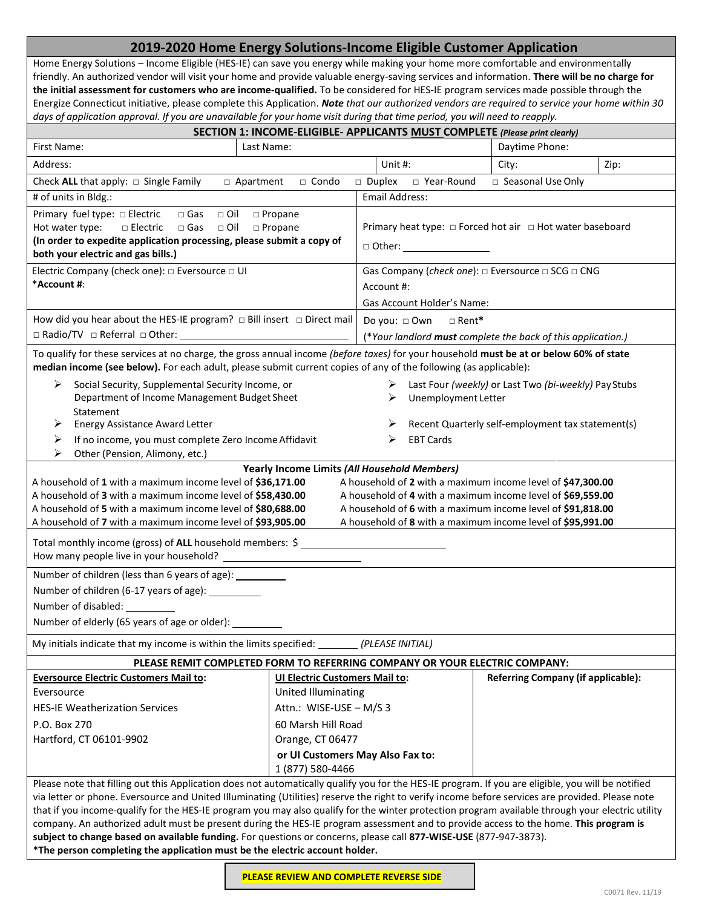# 2019-2020 Home Energy Solutions-Income Eligible Customer Application

Home Energy Solutions – Income Eligible (HES-IE) can save you energy while making your home more comfortable and environmentally friendly. An authorized vendor will visit your home and provide valuable energy-saving services and information. **There will be no charge for the initial assessment for customers who are income-qualified.** To be considered for HES-IE program services made possible through the Energize Connecticut initiative, please complete this Application. ***Note*** *that our authorized vendors are required to service your home within 30 days of application approval. If you are unavailable for your home visit during that time period, you will need to reapply.*

## SECTION 1: INCOME-ELIGIBLE- APPLICANTS MUST COMPLETE *(Please print clearly)*

| First Name: | Last Name: | | Daytime Phone: | |
|---|---|---|---|---|
| Address: | | Unit #: | City: | Zip: |

Check **ALL** that apply: □ Single Family □ Apartment □ Condo □ Duplex □ Year-Round □ Seasonal Use Only

# of units in Bldg.:

Email Address:

Primary fuel type: □ Electric □ Gas □ Oil □ Propane
Hot water type: □ Electric □ Gas □ Oil □ Propane
**(In order to expedite application processing, please submit a copy of both your electric and gas bills.)**

Primary heat type: □ Forced hot air □ Hot water baseboard
□ Other: ________________

Electric Company (check one): □ Eversource □ UI
***Account #**:

Gas Company (*check one*): □ Eversource □ SCG □ CNG
Account #:
Gas Account Holder's Name:

How did you hear about the HES-IE program? □ Bill insert □ Direct mail □ Radio/TV □ Referral □ Other: ______________________________

Do you: □ Own □ Rent*
(**Your landlord* ***must*** *complete the back of this application.)*

To qualify for these services at no charge, the gross annual income *(before taxes)* for your household **must be at or below 60% of state median income (see below).** For each adult, please submit current copies of any of the following (as applicable):

- Social Security, Supplemental Security Income, or Department of Income Management Budget Sheet Statement
- Energy Assistance Award Letter
- If no income, you must complete Zero Income Affidavit
- Other (Pension, Alimony, etc.)
- Last Four *(weekly)* or Last Two *(bi-weekly)* Pay Stubs
- Unemployment Letter
- Recent Quarterly self-employment tax statement(s)
- EBT Cards

**Yearly Income Limits *(All Household Members)***

A household of **1** with a maximum income level of **$36,171.00**
A household of **2** with a maximum income level of **$47,300.00**
A household of **3** with a maximum income level of **$58,430.00**
A household of **4** with a maximum income level of **$69,559.00**
A household of **5** with a maximum income level of **$80,688.00**
A household of **6** with a maximum income level of **$91,818.00**
A household of **7** with a maximum income level of **$93,905.00**
A household of **8** with a maximum income level of **$95,991.00**

Total monthly income (gross) of **ALL** household members: $ ______________________
How many people live in your household? ______________________

Number of children (less than 6 years of age): __________
Number of children (6-17 years of age): __________
Number of disabled: __________
Number of elderly (65 years of age or older): __________

My initials indicate that my income is within the limits specified: _______ *(PLEASE INITIAL)*

**PLEASE REMIT COMPLETED FORM TO REFERRING COMPANY OR YOUR ELECTRIC COMPANY:**

| **Eversource Electric Customers Mail to:** | **UI Electric Customers Mail to:** | **Referring Company (if applicable):** |
|---|---|---|
| Eversource<br>HES-IE Weatherization Services<br>P.O. Box 270<br>Hartford, CT 06101-9902 | United Illuminating<br>Attn.: WISE-USE – M/S 3<br>60 Marsh Hill Road<br>Orange, CT 06477<br>**or UI Customers May Also Fax to:**<br>1 (877) 580-4466 | |

Please note that filling out this Application does not automatically qualify you for the HES-IE program. If you are eligible, you will be notified via letter or phone. Eversource and United Illuminating (Utilities) reserve the right to verify income before services are provided. Please note that if you income-qualify for the HES-IE program you may also qualify for the winter protection program available through your electric utility company. An authorized adult must be present during the HES-IE program assessment and to provide access to the home. **This program is subject to change based on available funding.** For questions or concerns, please call **877-WISE-USE** (877-947-3873).
***The person completing the application must be the electric account holder.**

**PLEASE REVIEW AND COMPLETE REVERSE SIDE**

C0071 Rev. 11/19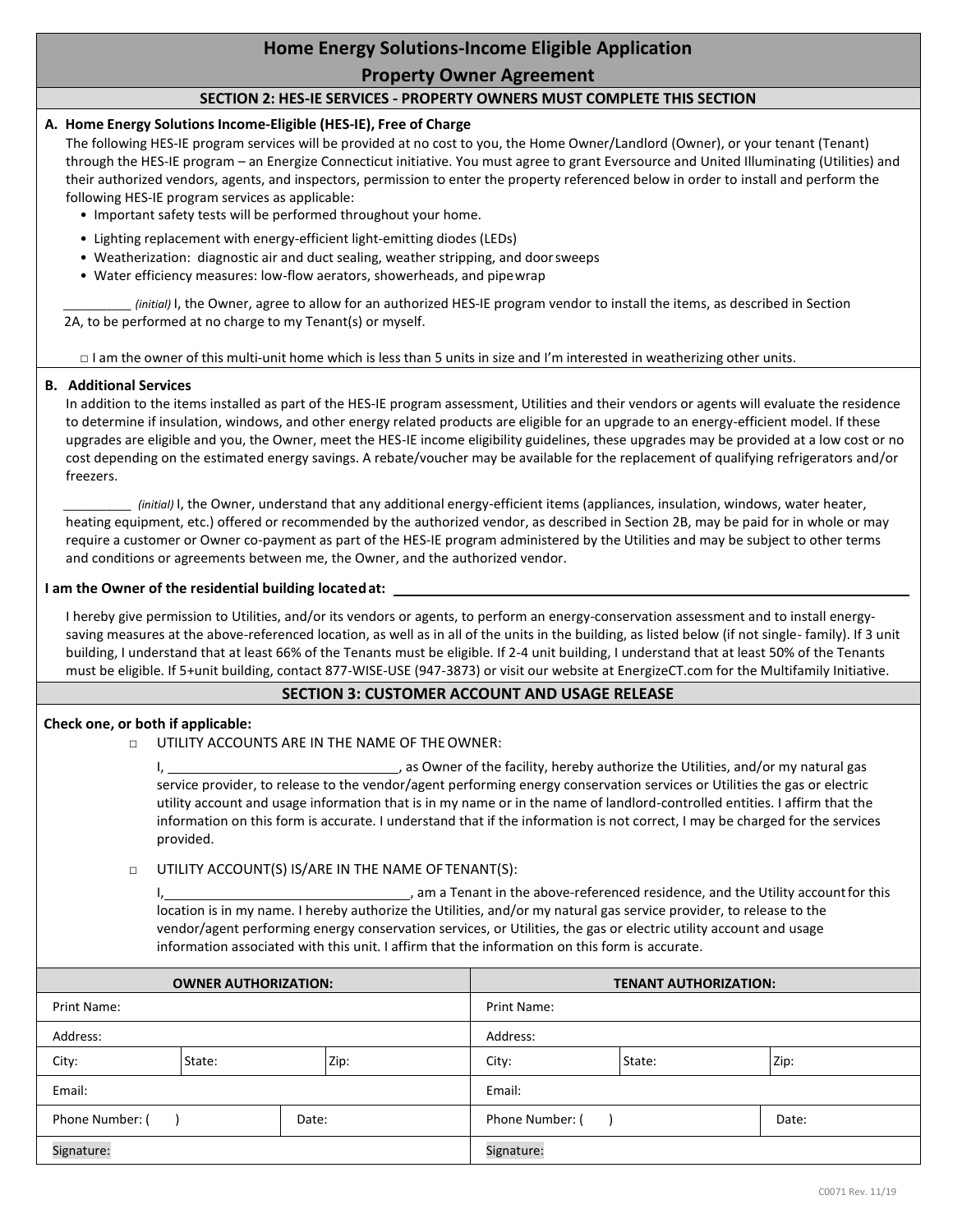# Home Energy Solutions-Income Eligible Application

## Property Owner Agreement

### SECTION 2: HES-IE SERVICES - PROPERTY OWNERS MUST COMPLETE THIS SECTION

**A. Home Energy Solutions Income-Eligible (HES-IE), Free of Charge**

The following HES-IE program services will be provided at no cost to you, the Home Owner/Landlord (Owner), or your tenant (Tenant) through the HES-IE program – an Energize Connecticut initiative. You must agree to grant Eversource and United Illuminating (Utilities) and their authorized vendors, agents, and inspectors, permission to enter the property referenced below in order to install and perform the following HES-IE program services as applicable:

- Important safety tests will be performed throughout your home.
- Lighting replacement with energy-efficient light-emitting diodes (LEDs)
- Weatherization: diagnostic air and duct sealing, weather stripping, and door sweeps
- Water efficiency measures: low-flow aerators, showerheads, and pipe wrap

_________ *(initial)* I, the Owner, agree to allow for an authorized HES-IE program vendor to install the items, as described in Section 2A, to be performed at no charge to my Tenant(s) or myself.

□ I am the owner of this multi-unit home which is less than 5 units in size and I'm interested in weatherizing other units.

**B. Additional Services**

In addition to the items installed as part of the HES-IE program assessment, Utilities and their vendors or agents will evaluate the residence to determine if insulation, windows, and other energy related products are eligible for an upgrade to an energy-efficient model. If these upgrades are eligible and you, the Owner, meet the HES-IE income eligibility guidelines, these upgrades may be provided at a low cost or no cost depending on the estimated energy savings. A rebate/voucher may be available for the replacement of qualifying refrigerators and/or freezers.

_________ *(initial)* I, the Owner, understand that any additional energy-efficient items (appliances, insulation, windows, water heater, heating equipment, etc.) offered or recommended by the authorized vendor, as described in Section 2B, may be paid for in whole or may require a customer or Owner co-payment as part of the HES-IE program administered by the Utilities and may be subject to other terms and conditions or agreements between me, the Owner, and the authorized vendor.

**I am the Owner of the residential building located at:** ______________________________

I hereby give permission to Utilities, and/or its vendors or agents, to perform an energy-conservation assessment and to install energy-saving measures at the above-referenced location, as well as in all of the units in the building, as listed below (if not single- family). If 3 unit building, I understand that at least 66% of the Tenants must be eligible. If 2-4 unit building, I understand that at least 50% of the Tenants must be eligible. If 5+unit building, contact 877-WISE-USE (947-3873) or visit our website at EnergizeCT.com for the Multifamily Initiative.

### SECTION 3: CUSTOMER ACCOUNT AND USAGE RELEASE

**Check one, or both if applicable:**

□ UTILITY ACCOUNTS ARE IN THE NAME OF THE OWNER:

I, ______________________________, as Owner of the facility, hereby authorize the Utilities, and/or my natural gas service provider, to release to the vendor/agent performing energy conservation services or Utilities the gas or electric utility account and usage information that is in my name or in the name of landlord-controlled entities. I affirm that the information on this form is accurate. I understand that if the information is not correct, I may be charged for the services provided.

□ UTILITY ACCOUNT(S) IS/ARE IN THE NAME OF TENANT(S):

I, ______________________________, am a Tenant in the above-referenced residence, and the Utility account for this location is in my name. I hereby authorize the Utilities, and/or my natural gas service provider, to release to the vendor/agent performing energy conservation services, or Utilities, the gas or electric utility account and usage information associated with this unit. I affirm that the information on this form is accurate.

| OWNER AUTHORIZATION: | | | TENANT AUTHORIZATION: | | |
|---|---|---|---|---|---|
| Print Name: | | | Print Name: | | |
| Address: | | | Address: | | |
| City: | State: | Zip: | City: | State: | Zip: |
| Email: | | | Email: | | |
| Phone Number: ( ) | | Date: | Phone Number: ( ) | | Date: |
| Signature: | | | Signature: | | |

C0071 Rev. 11/19